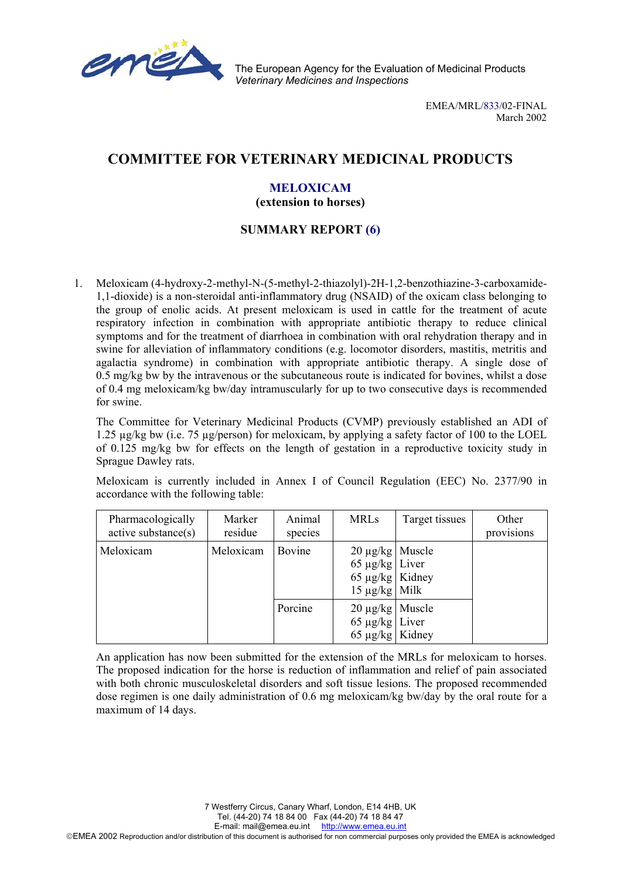The European Agency for the Evaluation of Medicinal Products
*Veterinary Medicines and Inspections*

EMEA/MRL/833/02-FINAL
March 2002

# COMMITTEE FOR VETERINARY MEDICINAL PRODUCTS

## MELOXICAM
**(extension to horses)**

## SUMMARY REPORT (6)

1. Meloxicam (4-hydroxy-2-methyl-N-(5-methyl-2-thiazolyl)-2H-1,2-benzothiazine-3-carboxamide-1,1-dioxide) is a non-steroidal anti-inflammatory drug (NSAID) of the oxicam class belonging to the group of enolic acids. At present meloxicam is used in cattle for the treatment of acute respiratory infection in combination with appropriate antibiotic therapy to reduce clinical symptoms and for the treatment of diarrhoea in combination with oral rehydration therapy and in swine for alleviation of inflammatory conditions (e.g. locomotor disorders, mastitis, metritis and agalactia syndrome) in combination with appropriate antibiotic therapy. A single dose of 0.5 mg/kg bw by the intravenous or the subcutaneous route is indicated for bovines, whilst a dose of 0.4 mg meloxicam/kg bw/day intramuscularly for up to two consecutive days is recommended for swine.

   The Committee for Veterinary Medicinal Products (CVMP) previously established an ADI of 1.25 µg/kg bw (i.e. 75 µg/person) for meloxicam, by applying a safety factor of 100 to the LOEL of 0.125 mg/kg bw for effects on the length of gestation in a reproductive toxicity study in Sprague Dawley rats.

   Meloxicam is currently included in Annex I of Council Regulation (EEC) No. 2377/90 in accordance with the following table:

| Pharmacologically active substance(s) | Marker residue | Animal species | MRLs | Target tissues | Other provisions |
|---|---|---|---|---|---|
| Meloxicam | Meloxicam | Bovine | 20 µg/kg<br>65 µg/kg<br>65 µg/kg<br>15 µg/kg | Muscle<br>Liver<br>Kidney<br>Milk | |
| | | Porcine | 20 µg/kg<br>65 µg/kg<br>65 µg/kg | Muscle<br>Liver<br>Kidney | |

   An application has now been submitted for the extension of the MRLs for meloxicam to horses. The proposed indication for the horse is reduction of inflammation and relief of pain associated with both chronic musculoskeletal disorders and soft tissue lesions. The proposed recommended dose regimen is one daily administration of 0.6 mg meloxicam/kg bw/day by the oral route for a maximum of 14 days.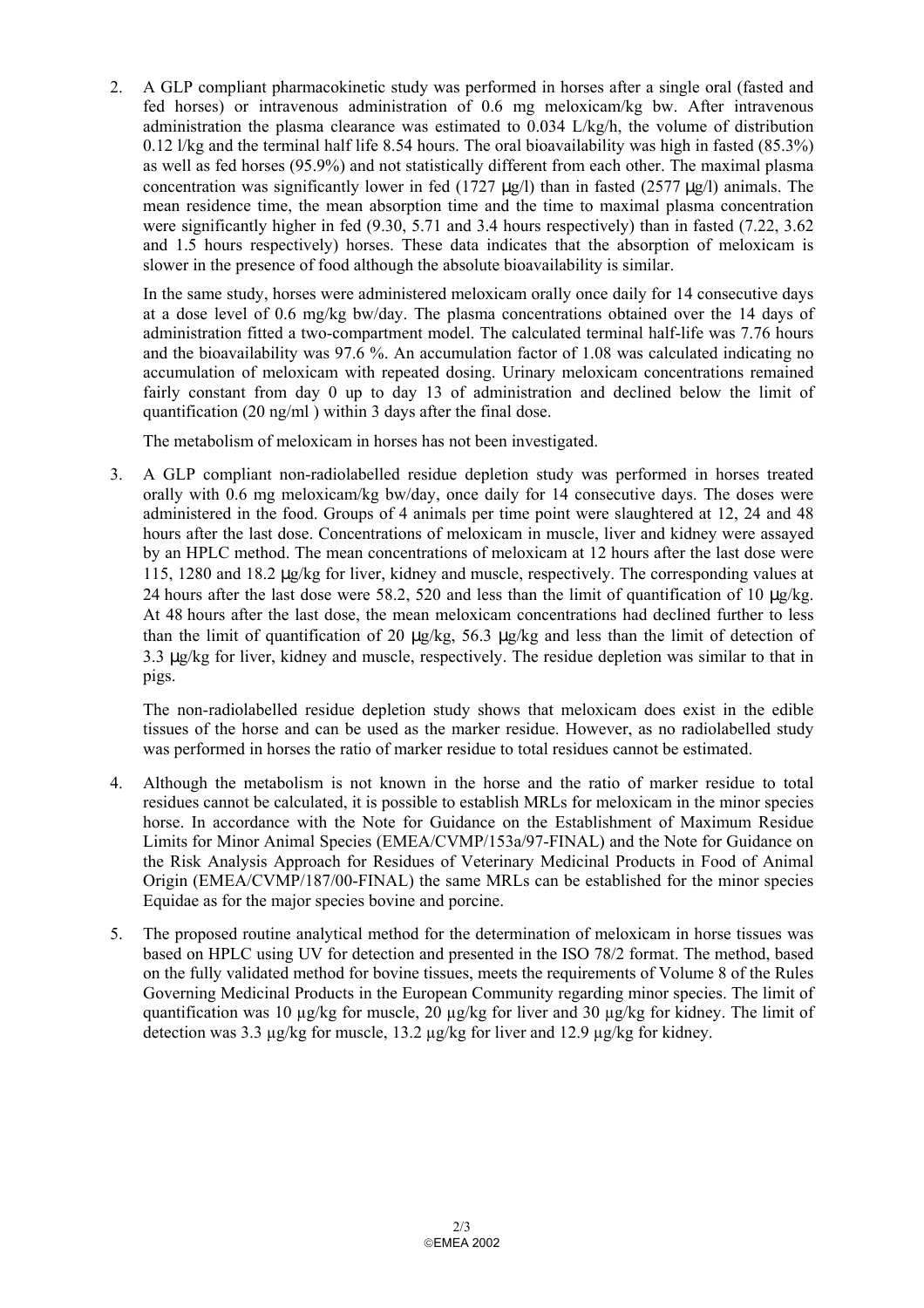2. A GLP compliant pharmacokinetic study was performed in horses after a single oral (fasted and fed horses) or intravenous administration of 0.6 mg meloxicam/kg bw. After intravenous administration the plasma clearance was estimated to 0.034 L/kg/h, the volume of distribution 0.12 l/kg and the terminal half life 8.54 hours. The oral bioavailability was high in fasted (85.3%) as well as fed horses (95.9%) and not statistically different from each other. The maximal plasma concentration was significantly lower in fed (1727 μg/l) than in fasted (2577 μg/l) animals. The mean residence time, the mean absorption time and the time to maximal plasma concentration were significantly higher in fed (9.30, 5.71 and 3.4 hours respectively) than in fasted (7.22, 3.62 and 1.5 hours respectively) horses. These data indicates that the absorption of meloxicam is slower in the presence of food although the absolute bioavailability is similar.

   In the same study, horses were administered meloxicam orally once daily for 14 consecutive days at a dose level of 0.6 mg/kg bw/day. The plasma concentrations obtained over the 14 days of administration fitted a two-compartment model. The calculated terminal half-life was 7.76 hours and the bioavailability was 97.6 %. An accumulation factor of 1.08 was calculated indicating no accumulation of meloxicam with repeated dosing. Urinary meloxicam concentrations remained fairly constant from day 0 up to day 13 of administration and declined below the limit of quantification (20 ng/ml ) within 3 days after the final dose.

   The metabolism of meloxicam in horses has not been investigated.

3. A GLP compliant non-radiolabelled residue depletion study was performed in horses treated orally with 0.6 mg meloxicam/kg bw/day, once daily for 14 consecutive days. The doses were administered in the food. Groups of 4 animals per time point were slaughtered at 12, 24 and 48 hours after the last dose. Concentrations of meloxicam in muscle, liver and kidney were assayed by an HPLC method. The mean concentrations of meloxicam at 12 hours after the last dose were 115, 1280 and 18.2 μg/kg for liver, kidney and muscle, respectively. The corresponding values at 24 hours after the last dose were 58.2, 520 and less than the limit of quantification of 10 μg/kg. At 48 hours after the last dose, the mean meloxicam concentrations had declined further to less than the limit of quantification of 20 μg/kg, 56.3 μg/kg and less than the limit of detection of 3.3 μg/kg for liver, kidney and muscle, respectively. The residue depletion was similar to that in pigs.

   The non-radiolabelled residue depletion study shows that meloxicam does exist in the edible tissues of the horse and can be used as the marker residue. However, as no radiolabelled study was performed in horses the ratio of marker residue to total residues cannot be estimated.

4. Although the metabolism is not known in the horse and the ratio of marker residue to total residues cannot be calculated, it is possible to establish MRLs for meloxicam in the minor species horse. In accordance with the Note for Guidance on the Establishment of Maximum Residue Limits for Minor Animal Species (EMEA/CVMP/153a/97-FINAL) and the Note for Guidance on the Risk Analysis Approach for Residues of Veterinary Medicinal Products in Food of Animal Origin (EMEA/CVMP/187/00-FINAL) the same MRLs can be established for the minor species Equidae as for the major species bovine and porcine.

5. The proposed routine analytical method for the determination of meloxicam in horse tissues was based on HPLC using UV for detection and presented in the ISO 78/2 format. The method, based on the fully validated method for bovine tissues, meets the requirements of Volume 8 of the Rules Governing Medicinal Products in the European Community regarding minor species. The limit of quantification was 10 µg/kg for muscle, 20 µg/kg for liver and 30 µg/kg for kidney. The limit of detection was 3.3 µg/kg for muscle, 13.2 µg/kg for liver and 12.9 µg/kg for kidney.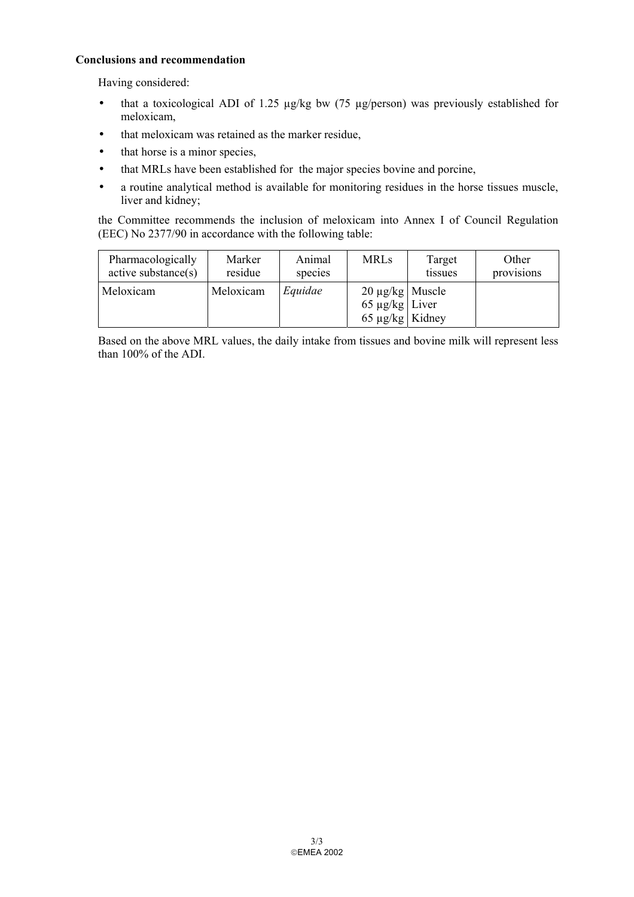**Conclusions and recommendation**

Having considered:

- that a toxicological ADI of 1.25 µg/kg bw (75 µg/person) was previously established for meloxicam,
- that meloxicam was retained as the marker residue,
- that horse is a minor species,
- that MRLs have been established for the major species bovine and porcine,
- a routine analytical method is available for monitoring residues in the horse tissues muscle, liver and kidney;

the Committee recommends the inclusion of meloxicam into Annex I of Council Regulation (EEC) No 2377/90 in accordance with the following table:

| Pharmacologically active substance(s) | Marker residue | Animal species | MRLs | Target tissues | Other provisions |
|---|---|---|---|---|---|
| Meloxicam | Meloxicam | *Equidae* | 20 µg/kg<br>65 µg/kg<br>65 µg/kg | Muscle<br>Liver<br>Kidney | |

Based on the above MRL values, the daily intake from tissues and bovine milk will represent less than 100% of the ADI.